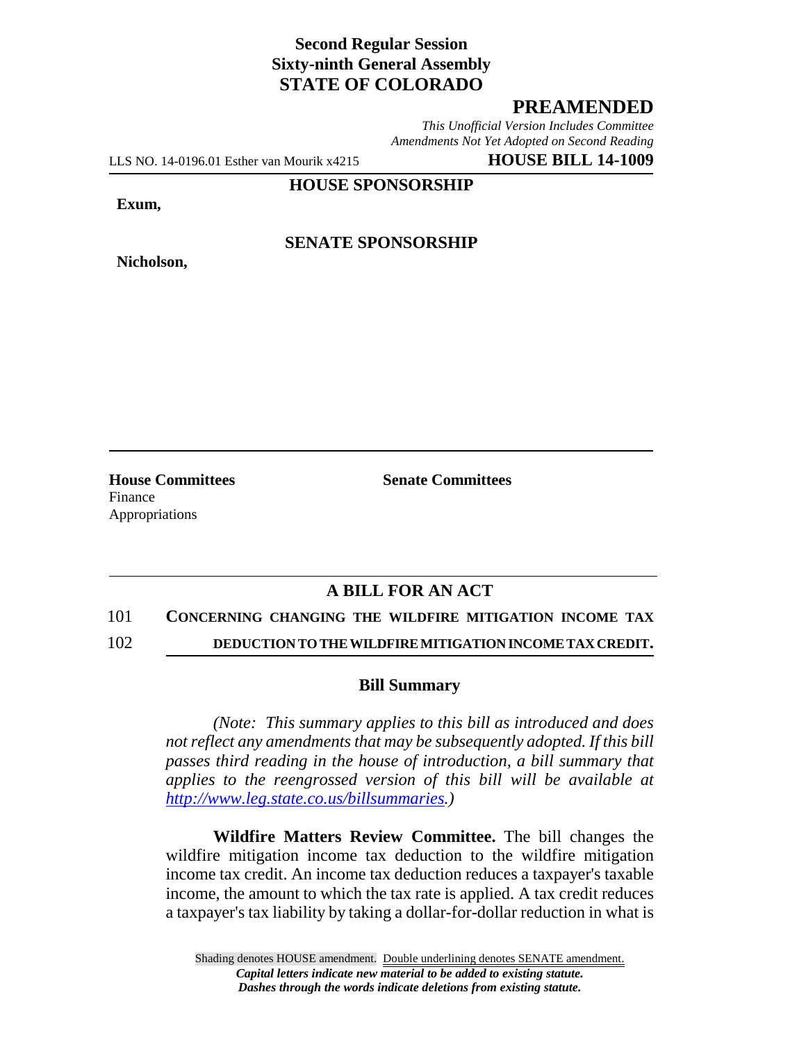**Second Regular Session**
**Sixty-ninth General Assembly**
**STATE OF COLORADO**

# PREAMENDED

*This Unofficial Version Includes Committee Amendments Not Yet Adopted on Second Reading*

LLS NO. 14-0196.01 Esther van Mourik x4215 **HOUSE BILL 14-1009**

**HOUSE SPONSORSHIP**

**Exum,**

**SENATE SPONSORSHIP**

**Nicholson,**

**House Committees**
Finance
Appropriations

**Senate Committees**

## A BILL FOR AN ACT

101 **CONCERNING CHANGING THE WILDFIRE MITIGATION INCOME TAX**
102 **DEDUCTION TO THE WILDFIRE MITIGATION INCOME TAX CREDIT.**

### Bill Summary

*(Note: This summary applies to this bill as introduced and does not reflect any amendments that may be subsequently adopted. If this bill passes third reading in the house of introduction, a bill summary that applies to the reengrossed version of this bill will be available at http://www.leg.state.co.us/billsummaries.)*

**Wildfire Matters Review Committee.** The bill changes the wildfire mitigation income tax deduction to the wildfire mitigation income tax credit. An income tax deduction reduces a taxpayer's taxable income, the amount to which the tax rate is applied. A tax credit reduces a taxpayer's tax liability by taking a dollar-for-dollar reduction in what is

Shading denotes HOUSE amendment. Double underlining denotes SENATE amendment.
***Capital letters indicate new material to be added to existing statute.***
***Dashes through the words indicate deletions from existing statute.***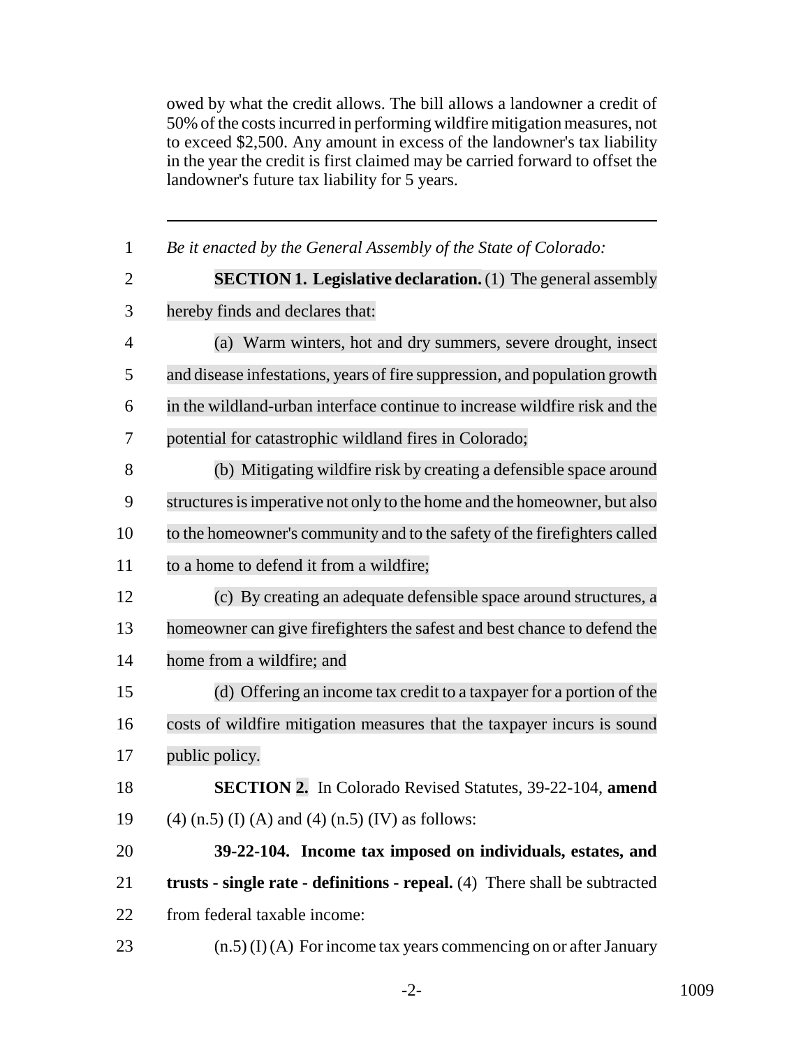owed by what the credit allows. The bill allows a landowner a credit of 50% of the costs incurred in performing wildfire mitigation measures, not to exceed $2,500. Any amount in excess of the landowner's tax liability in the year the credit is first claimed may be carried forward to offset the landowner's future tax liability for 5 years.

---

*Be it enacted by the General Assembly of the State of Colorado:*

**SECTION 1. Legislative declaration.** (1) The general assembly hereby finds and declares that:

(a) Warm winters, hot and dry summers, severe drought, insect and disease infestations, years of fire suppression, and population growth in the wildland-urban interface continue to increase wildfire risk and the potential for catastrophic wildland fires in Colorado;

(b) Mitigating wildfire risk by creating a defensible space around structures is imperative not only to the home and the homeowner, but also to the homeowner's community and to the safety of the firefighters called to a home to defend it from a wildfire;

(c) By creating an adequate defensible space around structures, a homeowner can give firefighters the safest and best chance to defend the home from a wildfire; and

(d) Offering an income tax credit to a taxpayer for a portion of the costs of wildfire mitigation measures that the taxpayer incurs is sound public policy.

**SECTION 2.** In Colorado Revised Statutes, 39-22-104, **amend** (4) (n.5) (I) (A) and (4) (n.5) (IV) as follows:

**39-22-104. Income tax imposed on individuals, estates, and trusts - single rate - definitions - repeal.** (4) There shall be subtracted from federal taxable income:

(n.5) (I) (A) For income tax years commencing on or after January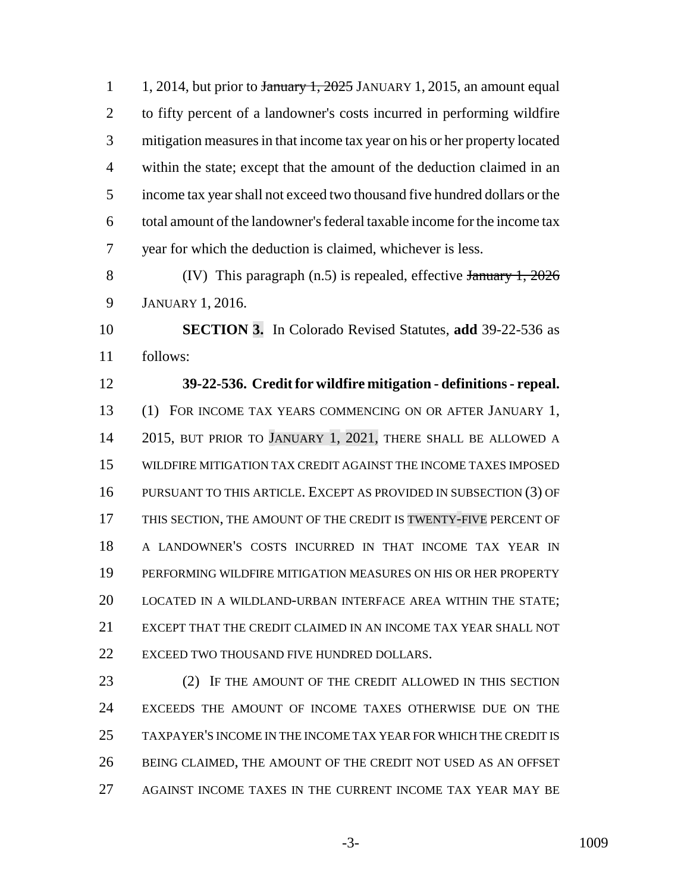1, 2014, but prior to ~~January 1, 2025~~ JANUARY 1, 2015, an amount equal to fifty percent of a landowner's costs incurred in performing wildfire mitigation measures in that income tax year on his or her property located within the state; except that the amount of the deduction claimed in an income tax year shall not exceed two thousand five hundred dollars or the total amount of the landowner's federal taxable income for the income tax year for which the deduction is claimed, whichever is less.

(IV) This paragraph (n.5) is repealed, effective ~~January 1, 2026~~ JANUARY 1, 2016.

**SECTION 3.** In Colorado Revised Statutes, **add** 39-22-536 as follows:

**39-22-536. Credit for wildfire mitigation - definitions - repeal.** (1) FOR INCOME TAX YEARS COMMENCING ON OR AFTER JANUARY 1, 2015, BUT PRIOR TO JANUARY 1, 2021, THERE SHALL BE ALLOWED A WILDFIRE MITIGATION TAX CREDIT AGAINST THE INCOME TAXES IMPOSED PURSUANT TO THIS ARTICLE. EXCEPT AS PROVIDED IN SUBSECTION (3) OF THIS SECTION, THE AMOUNT OF THE CREDIT IS TWENTY-FIVE PERCENT OF A LANDOWNER'S COSTS INCURRED IN THAT INCOME TAX YEAR IN PERFORMING WILDFIRE MITIGATION MEASURES ON HIS OR HER PROPERTY LOCATED IN A WILDLAND-URBAN INTERFACE AREA WITHIN THE STATE; EXCEPT THAT THE CREDIT CLAIMED IN AN INCOME TAX YEAR SHALL NOT EXCEED TWO THOUSAND FIVE HUNDRED DOLLARS.

(2) IF THE AMOUNT OF THE CREDIT ALLOWED IN THIS SECTION EXCEEDS THE AMOUNT OF INCOME TAXES OTHERWISE DUE ON THE TAXPAYER'S INCOME IN THE INCOME TAX YEAR FOR WHICH THE CREDIT IS BEING CLAIMED, THE AMOUNT OF THE CREDIT NOT USED AS AN OFFSET AGAINST INCOME TAXES IN THE CURRENT INCOME TAX YEAR MAY BE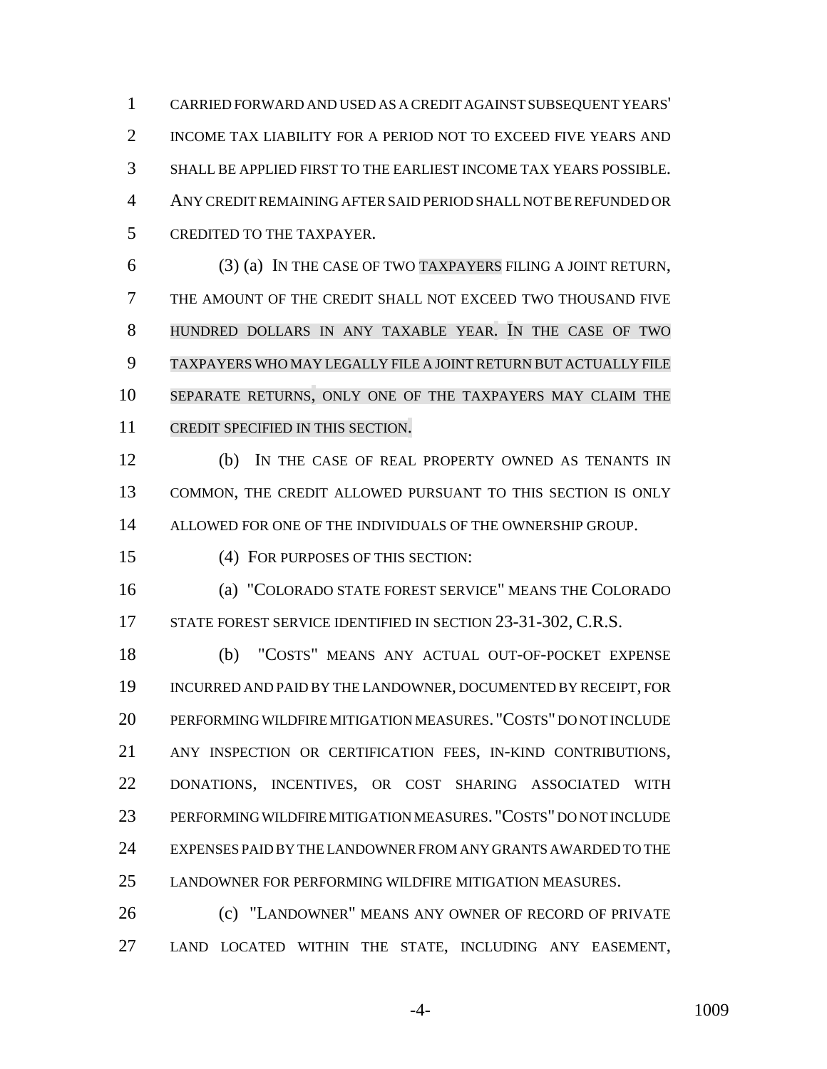CARRIED FORWARD AND USED AS A CREDIT AGAINST SUBSEQUENT YEARS' INCOME TAX LIABILITY FOR A PERIOD NOT TO EXCEED FIVE YEARS AND SHALL BE APPLIED FIRST TO THE EARLIEST INCOME TAX YEARS POSSIBLE. ANY CREDIT REMAINING AFTER SAID PERIOD SHALL NOT BE REFUNDED OR CREDITED TO THE TAXPAYER.

(3) (a) IN THE CASE OF TWO TAXPAYERS FILING A JOINT RETURN, THE AMOUNT OF THE CREDIT SHALL NOT EXCEED TWO THOUSAND FIVE HUNDRED DOLLARS IN ANY TAXABLE YEAR. IN THE CASE OF TWO TAXPAYERS WHO MAY LEGALLY FILE A JOINT RETURN BUT ACTUALLY FILE SEPARATE RETURNS, ONLY ONE OF THE TAXPAYERS MAY CLAIM THE CREDIT SPECIFIED IN THIS SECTION.

(b) IN THE CASE OF REAL PROPERTY OWNED AS TENANTS IN COMMON, THE CREDIT ALLOWED PURSUANT TO THIS SECTION IS ONLY ALLOWED FOR ONE OF THE INDIVIDUALS OF THE OWNERSHIP GROUP.

(4) FOR PURPOSES OF THIS SECTION:

(a) "COLORADO STATE FOREST SERVICE" MEANS THE COLORADO STATE FOREST SERVICE IDENTIFIED IN SECTION 23-31-302, C.R.S.

(b) "COSTS" MEANS ANY ACTUAL OUT-OF-POCKET EXPENSE INCURRED AND PAID BY THE LANDOWNER, DOCUMENTED BY RECEIPT, FOR PERFORMING WILDFIRE MITIGATION MEASURES. "COSTS" DO NOT INCLUDE ANY INSPECTION OR CERTIFICATION FEES, IN-KIND CONTRIBUTIONS, DONATIONS, INCENTIVES, OR COST SHARING ASSOCIATED WITH PERFORMING WILDFIRE MITIGATION MEASURES. "COSTS" DO NOT INCLUDE EXPENSES PAID BY THE LANDOWNER FROM ANY GRANTS AWARDED TO THE LANDOWNER FOR PERFORMING WILDFIRE MITIGATION MEASURES.

(c) "LANDOWNER" MEANS ANY OWNER OF RECORD OF PRIVATE LAND LOCATED WITHIN THE STATE, INCLUDING ANY EASEMENT,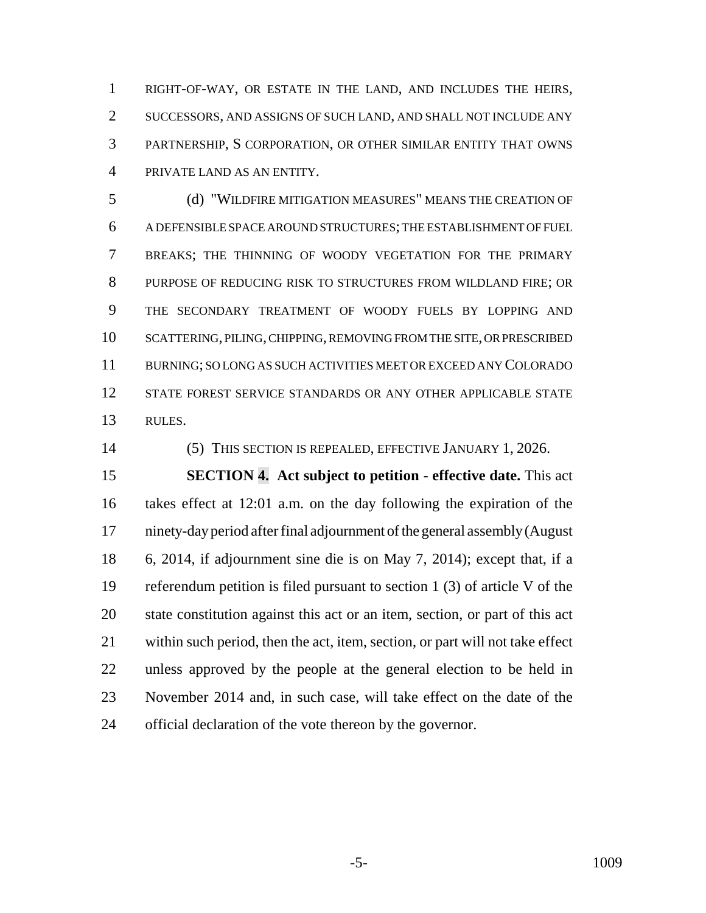RIGHT-OF-WAY, OR ESTATE IN THE LAND, AND INCLUDES THE HEIRS, SUCCESSORS, AND ASSIGNS OF SUCH LAND, AND SHALL NOT INCLUDE ANY PARTNERSHIP, S CORPORATION, OR OTHER SIMILAR ENTITY THAT OWNS PRIVATE LAND AS AN ENTITY.

(d) "WILDFIRE MITIGATION MEASURES" MEANS THE CREATION OF A DEFENSIBLE SPACE AROUND STRUCTURES; THE ESTABLISHMENT OF FUEL BREAKS; THE THINNING OF WOODY VEGETATION FOR THE PRIMARY PURPOSE OF REDUCING RISK TO STRUCTURES FROM WILDLAND FIRE; OR THE SECONDARY TREATMENT OF WOODY FUELS BY LOPPING AND SCATTERING, PILING, CHIPPING, REMOVING FROM THE SITE, OR PRESCRIBED BURNING; SO LONG AS SUCH ACTIVITIES MEET OR EXCEED ANY COLORADO STATE FOREST SERVICE STANDARDS OR ANY OTHER APPLICABLE STATE RULES.

(5) THIS SECTION IS REPEALED, EFFECTIVE JANUARY 1, 2026.

**SECTION 4. Act subject to petition - effective date.** This act takes effect at 12:01 a.m. on the day following the expiration of the ninety-day period after final adjournment of the general assembly (August 6, 2014, if adjournment sine die is on May 7, 2014); except that, if a referendum petition is filed pursuant to section 1 (3) of article V of the state constitution against this act or an item, section, or part of this act within such period, then the act, item, section, or part will not take effect unless approved by the people at the general election to be held in November 2014 and, in such case, will take effect on the date of the official declaration of the vote thereon by the governor.